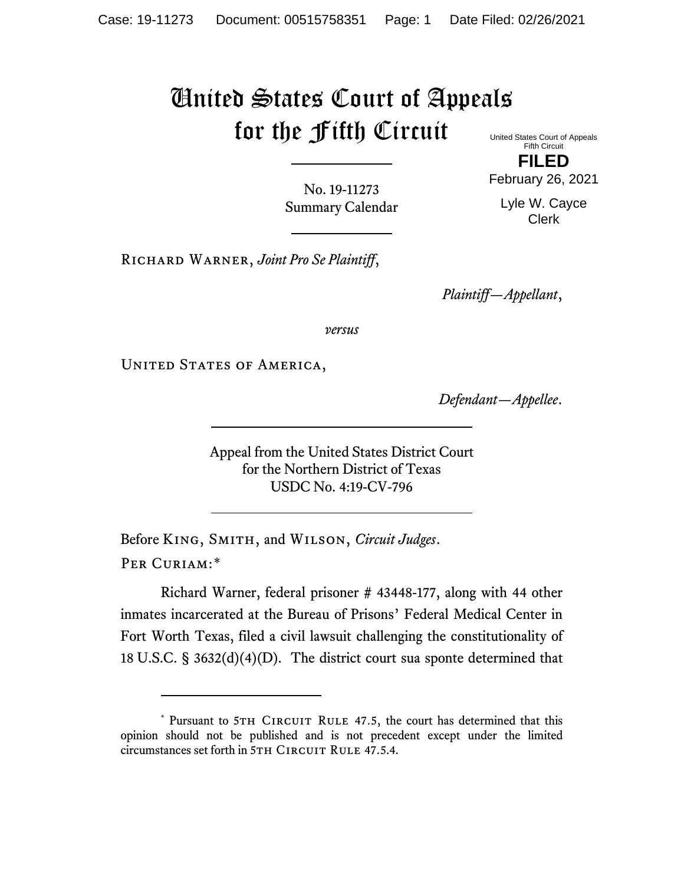# United States Court of Appeals for the Fifth Circuit

United States Court of Appeals
Fifth Circuit

**FILED**

February 26, 2021

Lyle W. Cayce
Clerk

---

No. 19-11273
Summary Calendar

---

Richard Warner, *Joint Pro Se Plaintiff*,

*Plaintiff—Appellant*,

*versus*

United States of America,

*Defendant—Appellee*.

---

Appeal from the United States District Court
for the Northern District of Texas
USDC No. 4:19-CV-796

---

Before King, Smith, and Wilson, *Circuit Judges*.

Per Curiam:*

Richard Warner, federal prisoner # 43448-177, along with 44 other inmates incarcerated at the Bureau of Prisons' Federal Medical Center in Fort Worth Texas, filed a civil lawsuit challenging the constitutionality of 18 U.S.C. § 3632(d)(4)(D). The district court sua sponte determined that

---

\* Pursuant to 5th Circuit Rule 47.5, the court has determined that this opinion should not be published and is not precedent except under the limited circumstances set forth in 5th Circuit Rule 47.5.4.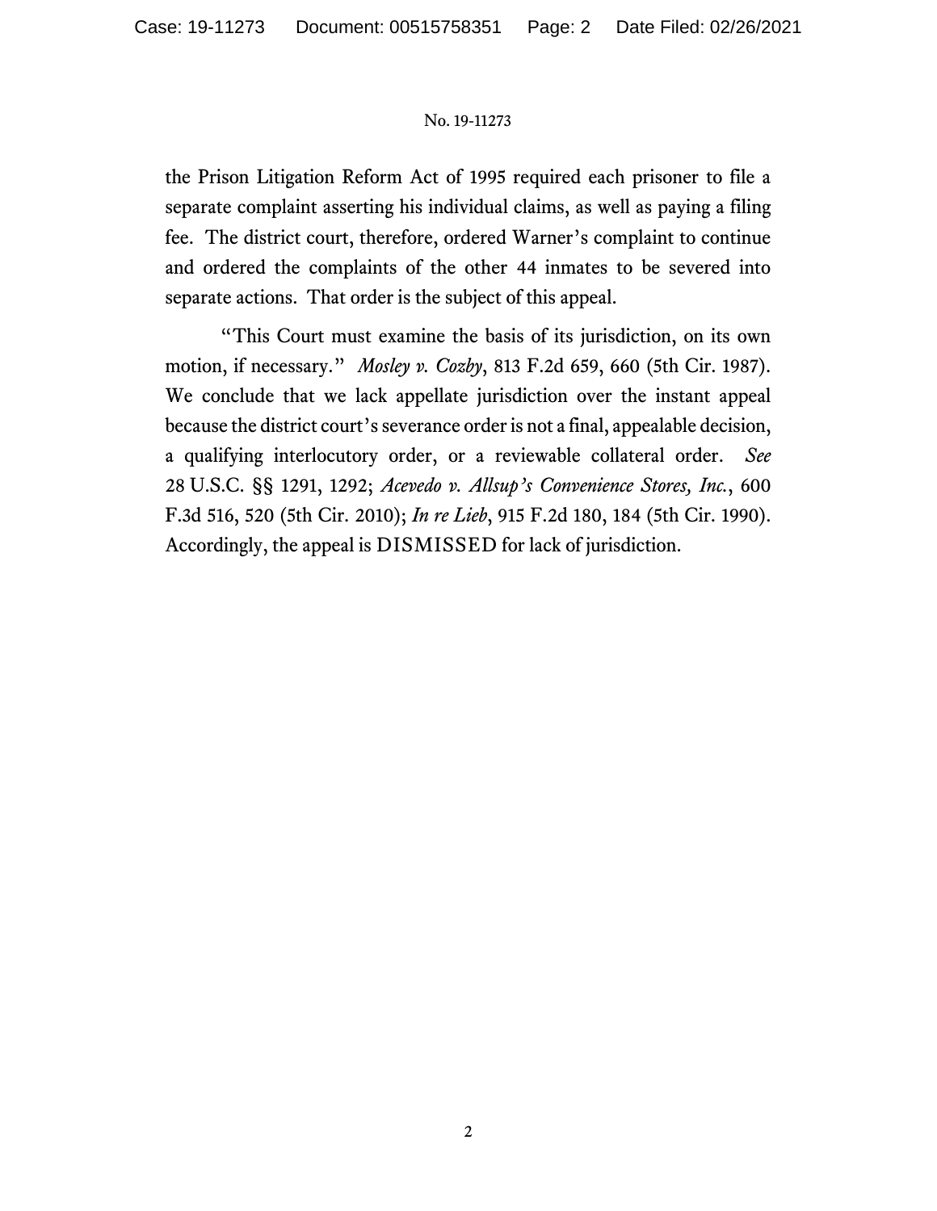the Prison Litigation Reform Act of 1995 required each prisoner to file a separate complaint asserting his individual claims, as well as paying a filing fee. The district court, therefore, ordered Warner's complaint to continue and ordered the complaints of the other 44 inmates to be severed into separate actions. That order is the subject of this appeal.

"This Court must examine the basis of its jurisdiction, on its own motion, if necessary." *Mosley v. Cozby*, 813 F.2d 659, 660 (5th Cir. 1987). We conclude that we lack appellate jurisdiction over the instant appeal because the district court's severance order is not a final, appealable decision, a qualifying interlocutory order, or a reviewable collateral order. *See* 28 U.S.C. §§ 1291, 1292; *Acevedo v. Allsup's Convenience Stores, Inc.*, 600 F.3d 516, 520 (5th Cir. 2010); *In re Lieb*, 915 F.2d 180, 184 (5th Cir. 1990). Accordingly, the appeal is DISMISSED for lack of jurisdiction.